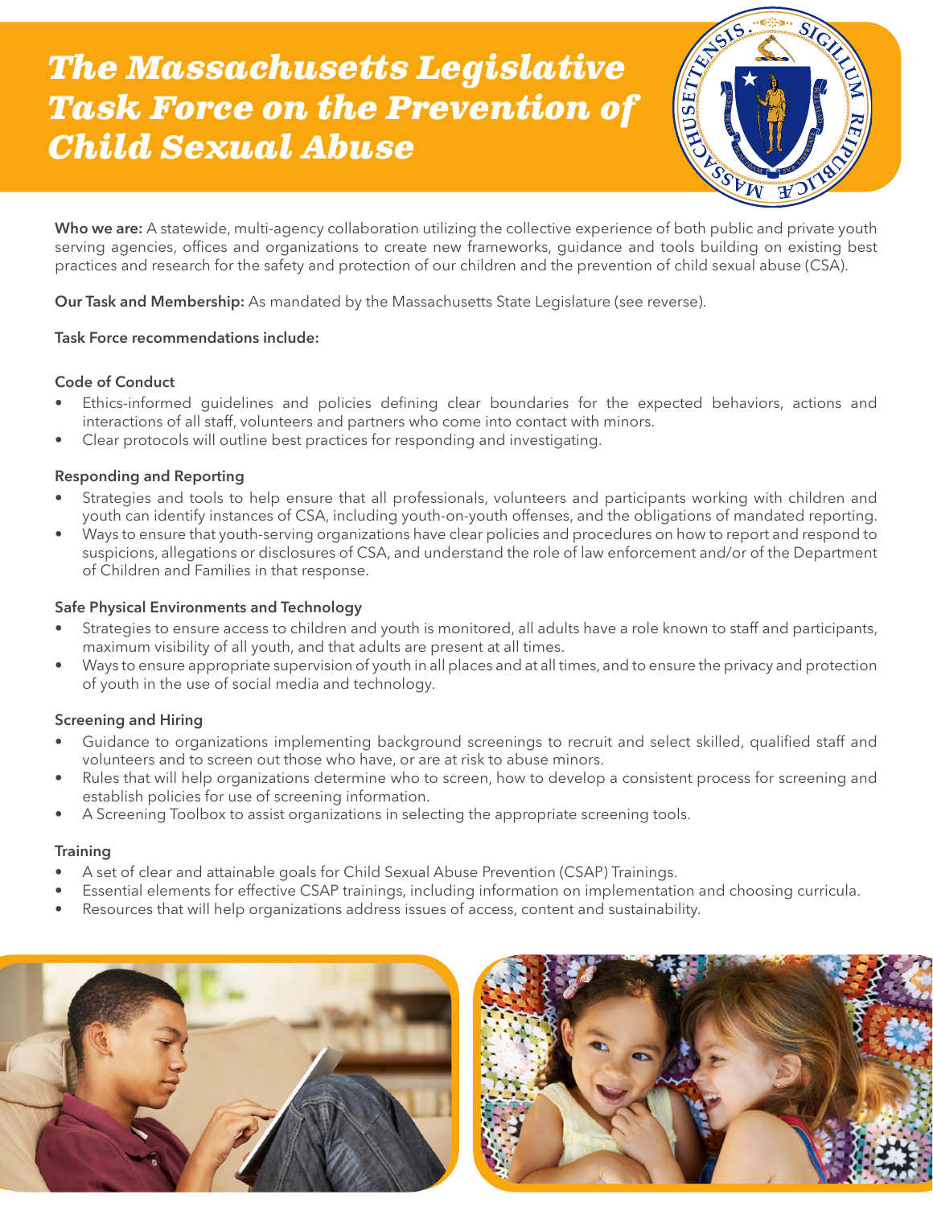# The Massachusetts Legislative Task Force on the Prevention of Child Sexual Abuse

**Who we are:** A statewide, multi-agency collaboration utilizing the collective experience of both public and private youth serving agencies, offices and organizations to create new frameworks, guidance and tools building on existing best practices and research for the safety and protection of our children and the prevention of child sexual abuse (CSA).

**Our Task and Membership:** As mandated by the Massachusetts State Legislature (see reverse).

**Task Force recommendations include:**

### Code of Conduct

- Ethics-informed guidelines and policies defining clear boundaries for the expected behaviors, actions and interactions of all staff, volunteers and partners who come into contact with minors.
- Clear protocols will outline best practices for responding and investigating.

### Responding and Reporting

- Strategies and tools to help ensure that all professionals, volunteers and participants working with children and youth can identify instances of CSA, including youth-on-youth offenses, and the obligations of mandated reporting.
- Ways to ensure that youth-serving organizations have clear policies and procedures on how to report and respond to suspicions, allegations or disclosures of CSA, and understand the role of law enforcement and/or of the Department of Children and Families in that response.

### Safe Physical Environments and Technology

- Strategies to ensure access to children and youth is monitored, all adults have a role known to staff and participants, maximum visibility of all youth, and that adults are present at all times.
- Ways to ensure appropriate supervision of youth in all places and at all times, and to ensure the privacy and protection of youth in the use of social media and technology.

### Screening and Hiring

- Guidance to organizations implementing background screenings to recruit and select skilled, qualified staff and volunteers and to screen out those who have, or are at risk to abuse minors.
- Rules that will help organizations determine who to screen, how to develop a consistent process for screening and establish policies for use of screening information.
- A Screening Toolbox to assist organizations in selecting the appropriate screening tools.

### Training

- A set of clear and attainable goals for Child Sexual Abuse Prevention (CSAP) Trainings.
- Essential elements for effective CSAP trainings, including information on implementation and choosing curricula.
- Resources that will help organizations address issues of access, content and sustainability.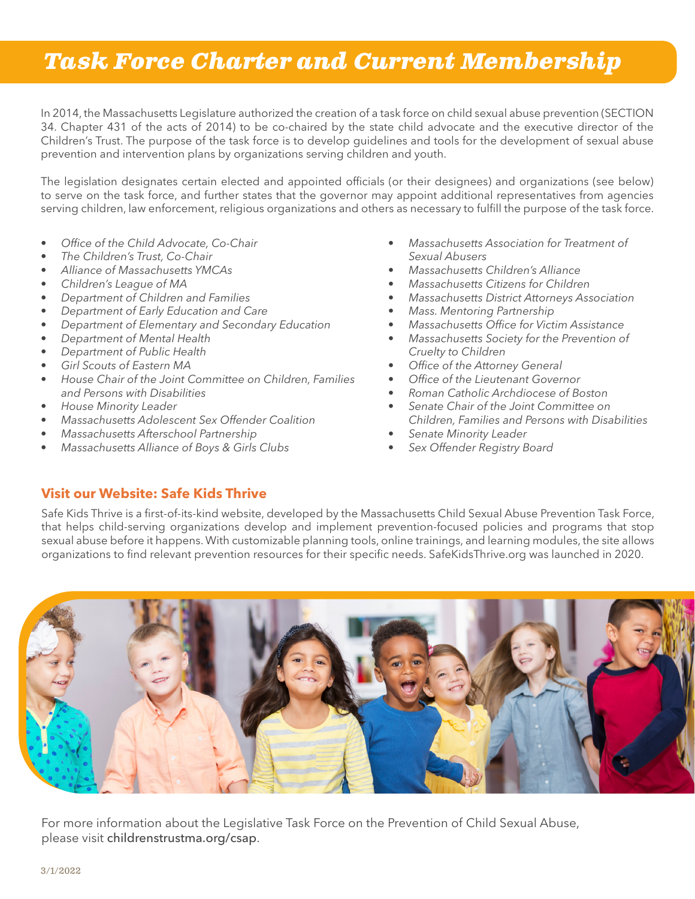# *Task Force Charter and Current Membership*

In 2014, the Massachusetts Legislature authorized the creation of a task force on child sexual abuse prevention (SECTION 34. Chapter 431 of the acts of 2014) to be co-chaired by the state child advocate and the executive director of the Children's Trust. The purpose of the task force is to develop guidelines and tools for the development of sexual abuse prevention and intervention plans by organizations serving children and youth.

The legislation designates certain elected and appointed officials (or their designees) and organizations (see below) to serve on the task force, and further states that the governor may appoint additional representatives from agencies serving children, law enforcement, religious organizations and others as necessary to fulfill the purpose of the task force.

- *Office of the Child Advocate, Co-Chair*
- *The Children's Trust, Co-Chair*
- *Alliance of Massachusetts YMCAs*
- *Children's League of MA*
- *Department of Children and Families*
- *Department of Early Education and Care*
- *Department of Elementary and Secondary Education*
- *Department of Mental Health*
- *Department of Public Health*
- *Girl Scouts of Eastern MA*
- *House Chair of the Joint Committee on Children, Families and Persons with Disabilities*
- *House Minority Leader*
- *Massachusetts Adolescent Sex Offender Coalition*
- *Massachusetts Afterschool Partnership*
- *Massachusetts Alliance of Boys & Girls Clubs*
- *Massachusetts Association for Treatment of Sexual Abusers*
- *Massachusetts Children's Alliance*
- *Massachusetts Citizens for Children*
- *Massachusetts District Attorneys Association*
- *Mass. Mentoring Partnership*
- *Massachusetts Office for Victim Assistance*
- *Massachusetts Society for the Prevention of Cruelty to Children*
- *Office of the Attorney General*
- *Office of the Lieutenant Governor*
- *Roman Catholic Archdiocese of Boston*
- *Senate Chair of the Joint Committee on Children, Families and Persons with Disabilities*
- *Senate Minority Leader*
- *Sex Offender Registry Board*

## Visit our Website: Safe Kids Thrive

Safe Kids Thrive is a first-of-its-kind website, developed by the Massachusetts Child Sexual Abuse Prevention Task Force, that helps child-serving organizations develop and implement prevention-focused policies and programs that stop sexual abuse before it happens. With customizable planning tools, online trainings, and learning modules, the site allows organizations to find relevant prevention resources for their specific needs. SafeKidsThrive.org was launched in 2020.

For more information about the Legislative Task Force on the Prevention of Child Sexual Abuse, please visit childrenstrustma.org/csap.

3/1/2022